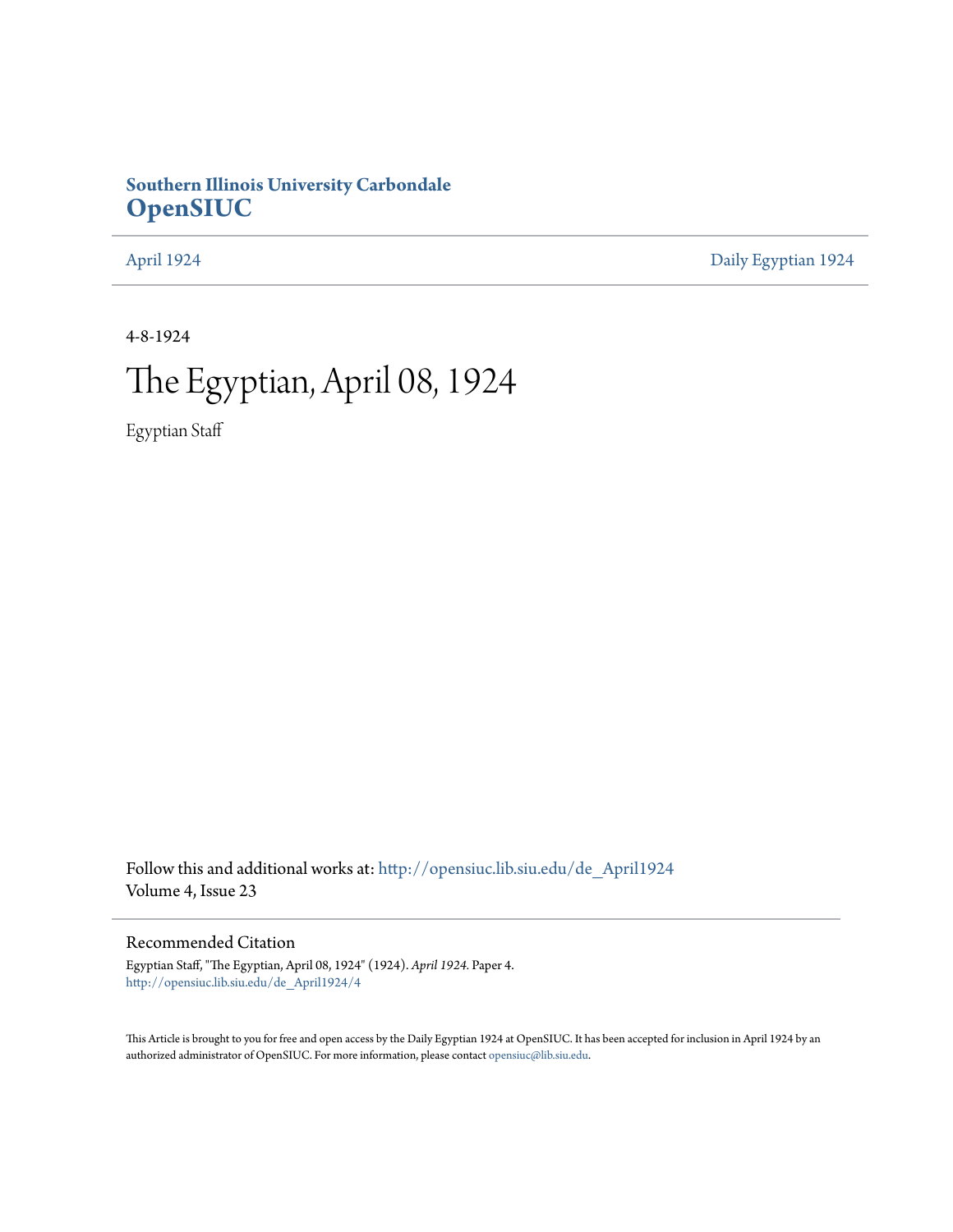**Southern Illinois University Carbondale**
**OpenSIUC**

April 1924 | Daily Egyptian 1924

4-8-1924

# The Egyptian, April 08, 1924

Egyptian Staff

Follow this and additional works at: http://opensiuc.lib.siu.edu/de_April1924
Volume 4, Issue 23

## Recommended Citation

Egyptian Staff, "The Egyptian, April 08, 1924" (1924). *April 1924.* Paper 4.
http://opensiuc.lib.siu.edu/de_April1924/4

This Article is brought to you for free and open access by the Daily Egyptian 1924 at OpenSIUC. It has been accepted for inclusion in April 1924 by an authorized administrator of OpenSIUC. For more information, please contact opensiuc@lib.siu.edu.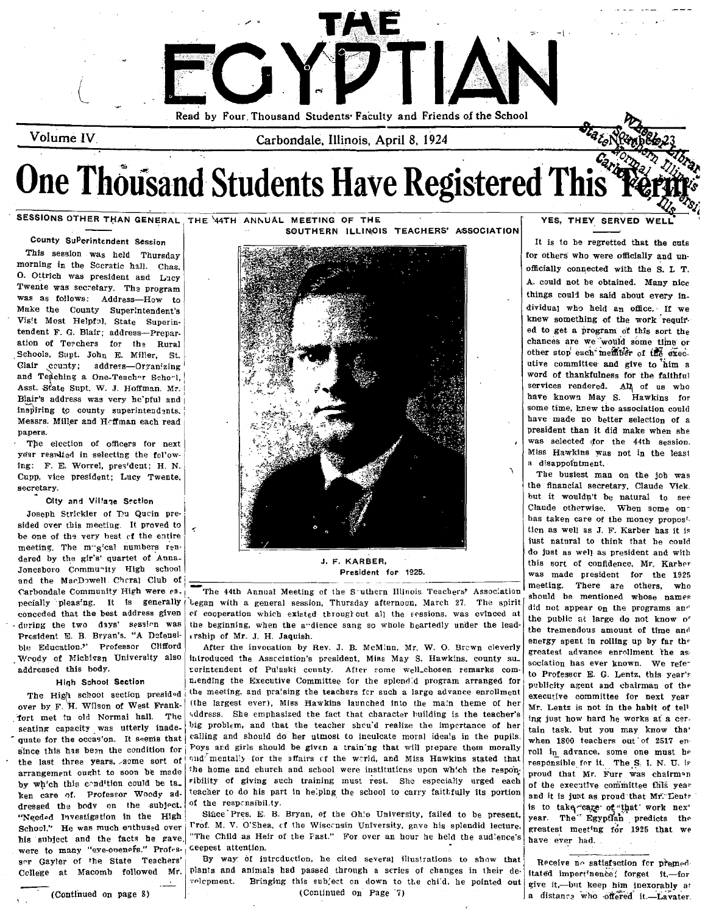# THE EGYPTIAN

Read by Four Thousand Students, Faculty and Friends of the School

Volume IV. Carbondale, Illinois, April 8, 1924 Number 23

# One Thousand Students Have Registered This Term

## SESSIONS OTHER THAN GENERAL

### County Superintendent Session

This session was held Thursday morning in the Socratic hall. Chas. O. Ottrich was president and Lucy Twente was secretary. The program was as follows: Address—How to Make the County Superintendent's Visit Most Helpful, State Superintendent F. G. Blair; address—Preparation of Teachers for the Rural Schools, Supt. John E. Miller, St. Clair county; address—Organizing and Teaching a One-Teacher School, Asst. State Supt. W. J. Hoffman. Mr. Blair's address was very helpful and inspiring to county superintendents. Messrs. Miller and Hoffman each read papers.

The election of officers for next year resulted in selecting the following: F. E. Worrel, president; H. N. Cupp, vice president; Lucy Twente, secretary.

### City and Village Section

Joseph Strickler of Du Quoin presided over this meeting. It proved to be one of the very best of the entire meeting. The musical numbers rendered by the girl's quartet of Anna-Jonesboro Community High school and the MacDowell Choral Club of Carbondale Community High were especially pleasing. It is generally conceded that the best address given during the two days' session was President E. B. Bryan's, "A Defensible Education." Professor Clifford Woody of Michigan University also addressed this body.

### High School Section

The High school section presided over by F. H. Wilson of West Frankfort met in old Normal hall. The seating capacity was utterly inadequate for the occasion. It seems that since this has been the condition for the last three years, some sort of arrangement ought to soon be made by which this condition could be taken care of. Professor Woody addressed the body on the subject, "Needed Investigation in the High School." He was much enthused over his subject and the facts he gave were to many "eye-openers." Professor Gayler of the State Teachers' College at Macomb followed Mr.

(Continued on page 8)

## THE 44TH ANNUAL MEETING OF THE SOUTHERN ILLINOIS TEACHERS' ASSOCIATION

J. F. KARBER,
President for 1925.

The 44th Annual Meeting of the Southern Illinois Teachers' Association began with a general session, Thursday afternoon, March 27. The spirit of cooperation which existed throughout all the sessions, was evinced at the beginning, when the audience sang so whole heartedly under the leadership of Mr. J. H. Jaquish.

After the invocation by Rev. J. B. McMinn, Mr. W. O. Brown cleverly introduced the Association's president, Miss May S. Hawkins, county superintendent of Pulaski county. After some well-chosen remarks commending the Executive Committee for the splendid program arranged for the meeting, and praising the teachers for such a large advance enrollment (the largest ever), Miss Hawkins launched into the main theme of her address. She emphasized the fact that character building is the teacher's big problem, and that the teacher should realize the importance of her calling and should do her utmost to inculcate moral ideals in the pupils. Boys and girls should be given a training that will prepare them morally and mentally for the affairs of the world, and Miss Hawkins stated that the home and church and school were institutions upon which the responsibility of giving such training must rest. She especially urged each teacher to do his part in helping the school to carry faithfully its portion of the responsibility.

Since Pres. E. B. Bryan, of the Ohio University, failed to be present, Prof. M. V. O'Shea, of the Wisconsin University, gave his splendid lecture, "The Child as Heir of the Past." For over an hour he held the audience's deepest attention.

By way of introduction, he cited several illustrations to show that plants and animals had passed through a series of changes in their development. Bringing this subject on down to the child, he pointed out

(Continued on Page 7)

## YES, THEY SERVED WELL

It is to be regretted that the cuts for others who were officially and unofficially connected with the S. I. T. A. could not be obtained. Many nice things could be said about every individual who held an office. If we knew something of the work required to get a program of this sort the chances are we would some time or other stop each member of the executive committee and give to him a word of thankfulness for the faithful services rendered. All of us who have known May S. Hawkins for some time, knew the association could have made no better selection of a president than it did make when she was selected for the 44th session. Miss Hawkins was not in the least a disappointment.

The busiest man on the job was the financial secretary, Claude Vick, but it wouldn't be natural to see Claude otherwise. When some one has taken care of the money proposition as well as J. F. Karber has it is just natural to think that he could do just as well as president and with this sort of confidence, Mr. Karber was made president for the 1925 meeting. There are others, who should be mentioned whose names did not appear on the programs and the public at large do not know of the tremendous amount of time and energy spent in rolling up by far the greatest advance enrollment the association has ever known. We refer to Professor E. G. Lentz, this year's publicity agent and chairman of the executive committee for next year. Mr. Lentz is not in the habit of telling just how hard he works at a certain task, but you may know that when 1800 teachers out of 2517 enroll in advance, some one must be responsible for it. The S. I. N. U. is proud that Mr. Furr was chairman of the executive committee this year and it is just as proud that Mr. Lentz is to take care of that work next year. The Egyptian predicts the greatest meeting for 1925 that we have ever had.

Receive no satisfaction for premeditated impertinence; forget it,—forgive it,—but keep him inexorably at a distance who offered it.—Lavater.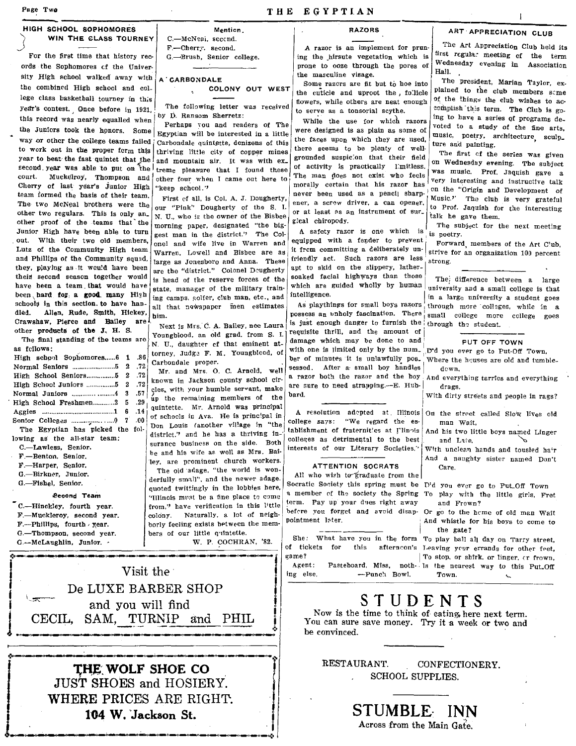## HIGH SCHOOL SOPHOMORES WIN THE CLASS TOURNEY

For the first time that history records the Sophomores of the University High school walked away with the combined High school and college class basketball tourney in this year's contest. Once before in 1921, this record was nearly equalled when the Juniors took the honors. Some way or other the college teams failed to work out in the proper form this year to beat the fast quintet that the second year was able to put on the court. Muckelroy, Thompson and Cherry of last year's Junior High team formed the basis of their team. The two McNeal brothers were the other two regulars. This is only another proof of the teams that the Junior High have been able to turn out. With their two old members, Lutz of the Community High team and Phillips of the Community squad, they, playing as it would have been their second season together would have been a team that would have been hard for a good many High schools in this section to have handled. Allen, Rude, Smith, Hickey, Crawshaw, Pierce and Bailey are other products of the J. H. S.

The final standing of the teams are as follows:

| | | | |
|---|---|---|---|
| High school Sophomores | 6 | 1 | .86 |
| Normal Seniors | 5 | 2 | .72 |
| High School Seniors | 5 | 2 | .72 |
| High School Juniors | 5 | 2 | .72 |
| Normal Juniors | 4 | 3 | .57 |
| High School Freshmen | 2 | 5 | .29 |
| Aggies | 1 | 6 | .14 |
| Senior Colleges | 0 | 7 | .00 |

The Egyptian has picked the following as the all-star team:

C.—Lawless, Senior.
F.—Benton, Senior.
F.—Harper, Senior.
G.—Birkner, Junior.
G.—Fishel, Senior.

**Second Team**

C.—Hinckley, fourth year.
F.—Muckleroy, second year.
F.—Phillips, fourth year.
G.—Thompson, second year.
G.—McLaughlin, Junior.

**Mention.**

C.—McNeal, second.
F.—Cherry, second.
G.—Brush, Senior college.

## A CARBONDALE COLONY OUT WEST

The following letter was received by D. Ransom Sherretz:

Perhaps you and readers of The Egyptian will be interested in a little Carbondale quintette, denizens of this thriving little city of copper mines and mountain air. It was with extreme pleasure that I found these other four when I came out here to "keep school."

First of all, is Col. A. J. Dougherty, our "Pink" Dougherty of the S. I. N. U., who is the owner of the Bisbee morning paper, designated "the biggest man in the district." The Colonel and wife live in Warren and Warren, Lowell and Bisbee are as large as Jonesboro and Anna. These are the "district." Colonel Dougherty is head of the reserve forces of the state, manager of the military training camps, golfer, club man, etc., and all that newspaper men estimates him.

Next is Mrs. C. A. Bailey, nee Laura Youngblood, an old grad. from S. I. N. U., daughter of that eminent attorney, Judge F. M. Youngblood, of Carbondale proper.

Mr. and Mrs. O. C. Arnold, well known in Jackson county school circles, with your humble servant, make up the remaining members of the quintette. Mr. Arnold was principal of schools in Ava. He is principal in Don Louis (another village in "the district," and he has a thriving insurance business on the side. Both he and his wife as well as Mrs. Bailey, are prominent church workers.

The old adage, "the world is wonderfully small", and the newer adage, quoted twittingly in the lobbies here, "Illinois must be a fine place to come from," have verification in this little colony. Naturally, a lot of neighborly feeling exists between the members of our little quintette.

W. P. COCHRAN, '82.

## RAZORS

A razor is an implement for pruning the hirsute vegetation which is prone to ooze through the pores of the masculine visage.

Some razors are fit but to hoe into the cuticle and uproot the follicle flowers, while others are neat enough to serve as a tonsorial scythe.

While the use for which razors were designed is as plain as some of the faces upon which they are used, there seems to be plenty of well-grounded suspicion that their field of activity is practically limitless. The man does not exist who feels morally certain that his razor has never been used as a pencil sharpener, a screw driver, a can opener, or at least as an instrument of surgical chiropody.

A safety razor is one which is equipped with a fender to prevent it from committing a deliberately unfriendly act. Such razors are less apt to skid on the slippery, lather-soaked facial highways than those which are guided wholly by human intelligence.

As playthings for small boys razors possess an unholy fascination. There is just enough danger to furnish the requisite thrill, and the amount of damage which may be done to and with one is limited only by the number of minutes it is unlawfully possessed. After a small boy handles a razor both the razor and the boy are sure to need strapping.—E. Hubbard.

---

A resolution adopted at Illinois college says: "We regard the establishment of fraternities at Illinois colleges as detrimental to the best interests of our Literary Societies."

## ATTENTION SOCRATS

All who wish to graduate from the Socratic Society this spring must be a member of the society the Spring term. Pay up your dues right away before you forget and avoid disappointment later.

---

She: What have you in the form of tickets for this afternoon's game?

Agent: Pasteboard, Miss, nothing else. —Punch Bowl.

## ART APPRECIATION CLUB

The Art Appreciation Club held its first regular meeting of the term Wednesday evening in Association Hall.

The president, Marian Taylor, explained to the club members some of the things the club wishes to accomplish this term. The Club is going to have a series of programs devoted to a study of the fine arts, music, poetry, architecture, sculpture and painting.

The first of the series was given on Wednesday evening. The subject was music. Prof. Jaquish gave a very interesting and instructive talk on the "Origin and Development of Music." The club is very grateful to Prof. Jaquish for the interesting talk he gave them.

The subject for the next meeting is poetry.

Forward, members of the Art Club, strive for an organization 100 percent strong.

---

The difference between a large university and a small college is that in a large university a student goes through more colleges, while in a small college more college goes through the student.

## PUT OFF TOWN

Did you ever go to Put-Off Town,
Where the houses are old and tumble-down,
And everything tarries and everything drags,
With dirty streets and people in rags?

On the street called Slow lives old man Wait,
And his two little boys named Linger and Late,
With unclean hands and tousled hair
And a naughty sister named Don't Care.

Did you ever go to Put-Off Town
To play with the little girls, Fret and Frown?
Or go to the home of old man Wait
And whistle for his boys to come to the gate?

To play ball all day on Tarry street,
Leaving your errands for other feet,
To stop, or shirk, or linger, or frown,
Is the nearest way to this Put-Off Town.

---

Visit the
De LUXE BARBER SHOP
and you will find
CECIL, SAM, TURNIP and PHIL

---

THE WOLF SHOE CO
JUST SHOES and HOSIERY.
WHERE PRICES ARE RIGHT.
**104 W. Jackson St.**

---

# STUDENTS

Now is the time to think of eating here next term. You can sure save money. Try it a week or two and be convinced.

RESTAURANT. CONFECTIONERY.
SCHOOL SUPPLIES.

# STUMBLE INN

Across from the Main Gate.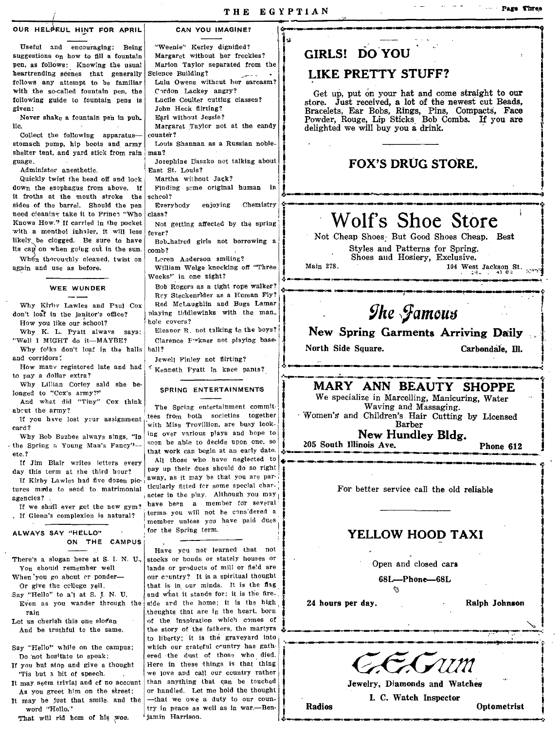## OUR HELPFUL HINT FOR APRIL

Useful and encouraging: Being suggestions on how to fill a fountain pen, as follows: Knowing the usual heartrending scenes that generally follows any attempt to be familiar with the so-called fountain pen, the following guide to fountain pens is given:

Never shake a fountain pen in public.

Collect the following apparatus—stomach pump, hip boots and army shelter tent, and yard stick from rain guage.

Administer anesthetic.

Quickly twist the head off and lock down the esophagus from above. If it froths at the mouth stroke the sides of the barrel. Should the pen need cleaning take it to Prince "Who Knows How." If carried in the pocket with a menthol inhaler, it will less likely be clogged. Be sure to have its cap on when going out in the sun.

When thoroughly cleaned, twist on again and use as before.

## WEE WUNDER

Why Kirby Lawles and Paul Cox don't loaf in the janitor's office?

How you like our school?

Why K. L. Pyatt always says: "Well I MIGHT do it—MAYBE?

Why folks don't loaf in the halls and corridors?

How many registered late and had to pay a dollar extra?

Why Lillian Corley said she belonged to "Cox's army?"

And what did "Tiny" Cox think about the army?

If you have lost your assignment card?

Why Bob Buzbee always sings, "In the Spring a Young Man's Fancy"—etc.?

If Jim Blair writes letters every day this term at the third hour?

If Kirby Lawles had five dozen pictures made to send to matrimonial agencies?

If we shall ever get the new gym?

If Glenn's complexion is natural?

## ALWAYS SAY "HELLO" ON THE CAMPUS

There's a slogan here at S. I. N. U.,
You should remember well
When you go about or ponder—
Or give the college yell.
Say "Hello" to all at S. I. N. U.
Even as you wander through the rain
Let us cherish this one slogan
And be truthful to the same.

Say "Hello" while on the campus;
Do not hesitate to speak;
If you but stop and give a thought
'Tis but a bit of speech.
It may seem trivial and of no account
As you greet him on the street:
It may be just that smile and the word "Hello,"
That will rid hom of his woe.

## CAN YOU IMAGINE?

"Weenie" Kerley dignified?
Margaret without her freckles?
Marion Taylor separated from the Science Building?
Lulu Owens without her sarcasm?
Cordon Lackey angry?
Lucile Coulter cutting classes?
John Heck flirting?
Earl without Jessie?
Margaret Taylor not at the candy counter?
Louis Shannan as a Russian nobleman?
Josephine Daszko not talking about East St. Louis?
Martha without Jack?
Finding some original human in school?
Everybody enjoying Chemistry class?
Not getting affected by the spring fever?
Bob-haired girls not borrowing a comb?
Loren Anderson smiling?
William Welge knocking off "Three Weeks" in one night?
Bob Rogers as a tight rope walker?
Roy Steckenrider as a Human Fly?
Red McLaughlin and Bugs Lamar playing tiddlewinks with the manhole covers?
Eleanor R. not talking to the boys?
Clarence F-rkner not playing baseball?
Jewell Finley not flirting?
Kenneth Pyatt in knee pants?

## SPRING ENTERTAINMENTS

The Spring entertainment committees from both societies together with Miss Trovillion, are busy looking over various plays and hope to soon be able to decide upon one, so that work can begin at an early date.

All those who have neglected to pay up their dues should do so right away, as it may be that you are particularly fitted for some special character in the play. Although you may have been a member for several terms you will not be considered a member unless you have paid dues for the Spring term.

---

Have you not learned that not stocks or bonds or stately houses or lands or products of mill or field are our country? It is a spiritual thought that is in our minds. It is the flag and what it stands for; it is the fireside and the home; it is the high thoughts that are in the heart, born of the inspiration which comes of the story of the fathers, the martyrs to liberty; it is the graveyard into which our grateful country has gathered the dust of those who died. Here in these things is that thing we love and call our country rather than anything that can be touched or handled. Let me hold the thought—that we owe a duty to our country in peace as well as in war.—Benjamin Harrison.

---

**GIRLS! DO YOU LIKE PRETTY STUFF?**

Get up, put on your hat and come straight to our store. Just received, a lot of the newest cut Beads, Bracelets, Ear Bobs, Rings, Pins, Compacts, Face Powder, Rouge, Lip Sticks Bob Combs. If you are delighted we will buy you a drink.

**FOX'S DRUG STORE.**

---

**Wolf's Shoe Store**

Not Cheap Shoes But Good Shoes Cheap. Best Styles and Patterns for Spring. Shoes and Hosiery, Exclusive.

Main 278. 104 West Jackson St.

---

**The Famous**

**New Spring Garments Arriving Daily**

North Side Square. Carbondale, Ill.

---

**MARY ANN BEAUTY SHOPPE**

We specialize in Marcelling, Manicuring, Water Waving and Massaging.
Women's and Children's Hair Cutting by Licensed Barber

**New Hundley Bldg.**

205 South Illinois Ave. Phone 612

---

For better service call the old reliable

**YELLOW HOOD TAXI**

Open and closed cars

68L—Phone—68L

24 hours per day. Ralph Johnson

---

**C. E. Gum**

Jewelry, Diamonds and Watches

I. C. Watch Inspector

Radios Optometrist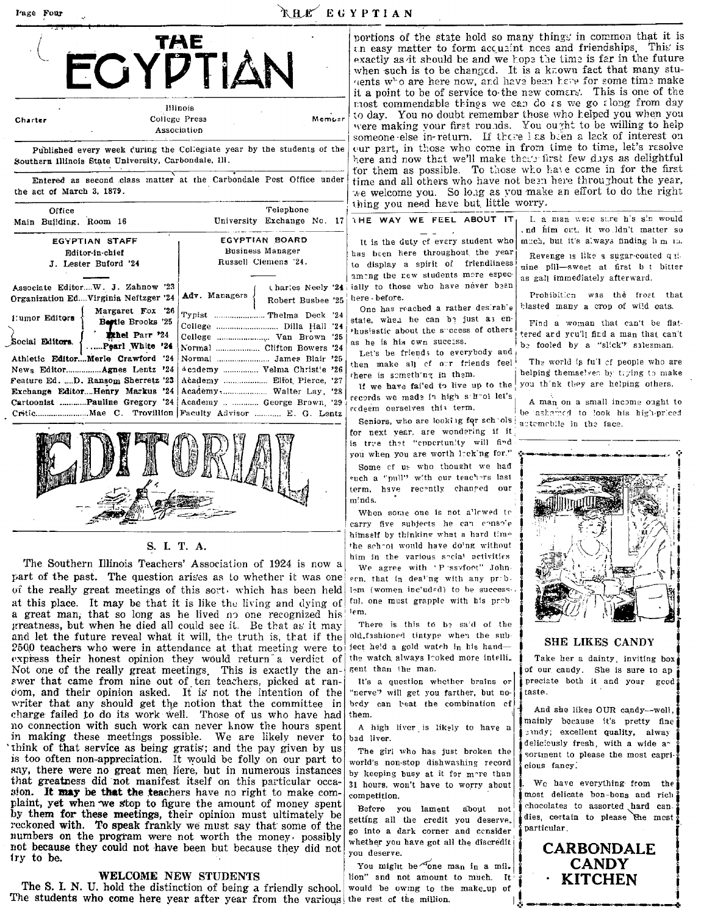# THE EGYPTIAN

Charter — Illinois College Press Association — Member

Published every week during the Collegiate year by the students of the Southern Illinois State University, Carbondale, Ill.

Entered as second class matter at the Carbondale Post Office under the act of March 3, 1879.

| Office | Telephone |
|---|---|
| Main Building, Room 16 | University Exchange No. 17 |

| EGYPTIAN STAFF | EGYPTIAN BOARD |
|---|---|
| Editor-in-chief: J. Lester Buford '24 | Business Manager: Russell Clemens '24. |
| Associate Editor....W. J. Zahnow '23 | Adv. Managers: Charles Neely '24, Robert Busbee '25 |
| Organization Ed....Virginia Neftzger '24 | |
| Humor Editors: Margaret Fox '26, Bertie Brooks '25 | Typist .......... Thelma Deck '24 |
| | College .......... Dilla Hall '24 |
| Social Editors: Ethel Parr '24, Pearl White '24 | College .......... Van Brown '25 |
| | Normal .......... Clifton Bowers '24 |
| Athletic Editor....Merle Crawford '24 | Normal .......... James Blair '25 |
| News Editor..........Agnes Lentz '24 | Academy .......... Velma Christie '26 |
| Feature Ed. ....D. Ransom Sherretz '23 | Academy .......... Eliot Pierce, '27 |
| Exchange Editor....Henry Markus '24 | Academy .......... Walter Lay, '28 |
| Cartoonist ..........Pauline Gregory '24 | Academy .......... George Brown, '29 |
| Critic..........Mae C. Trovillion | Faculty Advisor .......... E. G. Lentz |

## EDITORIAL

### S. I. T. A.

The Southern Illinois Teachers' Association of 1924 is now a part of the past. The question arises as to whether it was one of the really great meetings of this sort, which has been held at this place. It may be that it is like the living and dying of a great man, that so long as he lived no one recognized his greatness, but when he died all could see it. Be that as it may and let the future reveal what it will, the truth is, that if the 2500 teachers who were in attendance at that meeting were to express their honest opinion they would return a verdict of Not one of the really great meetings. This is exactly the answer that came from nine out of ten teachers, picked at random, and their opinion asked. It is not the intention of the writer that any should get the notion that the committee in charge failed to do its work well. Those of us who have had no connection with such work can never know the hours spent in making these meetings possible. We are likely never to think of that service as being gratis; and the pay given by us is too often non-appreciation. It would be folly on our part to say, there were no great men here, but in numerous instances that greatness did not manifest itself on this particular occasion. **It may be that the teachers** have no right to make complaint, yet when we stop to figure the amount of money spent **by them for these meetings,** their opinion must ultimately be reckoned with. **To speak** frankly we must say that some of the numbers on the program were not worth the money, possibly not because they could not have been but because they did not try to be.

### WELCOME NEW STUDENTS

The S. I. N. U. hold the distinction of being a friendly school. The students who come here year after year from the various portions of the state hold so many things in common that it is an easy matter to form acquaintances and friendships. This is exactly as it should be and we hope the time is far in the future when such is to be changed. It is a known fact that many students who are here now, and have been here for some time make it a point to be of service to the new comers. This is one of the most commendable things we can do as we go along from day to day. You no doubt remember those who helped you when you were making your first rounds. You ought to be willing to help someone else in return. If there has been a lack of interest on our part, in those who come in from time to time, let's resolve here and now that we'll make their first few days as delightful for them as possible. To those who have come in for the first time and all others who have not been here throughout the year, we welcome you. So long as you make an effort to do the right thing you need have but little worry.

### THE WAY WE FEEL ABOUT IT

It is the duty of every student who has been here throughout the year to display a spirit of friendliness among the new students more especially to those who have never been here before.

One has reached a rather desirable state, when he can be just as enthusiastic about the success of others as he is his own success.

Let's be friends to everybody and then make all of our friends feel there is something in them.

If we have failed to live up to the records we made in high school let's redeem ourselves this term.

Seniors, who are looking for schools for next year, are wondering if it is true that "opportunity will find you when you are worth looking for."

Some of us who thought we had such a "pull" with our teachers last term, have recently changed our minds.

When some one is not allowed to carry five subjects he can console himself by thinking what a hard time the school would have doing without him in the various social activities.

We agree with "Pussyfoot" Johnson, that in dealing with any problem (women included) to be successful, one must grapple with his problem.

There is this to be said of the old-fashioned tintype when the subject held a gold watch in his hand—the watch always looked more intelligent than the man.

It's a question whether brains or "nerve" will get you farther, but nobody can beat the combination of them.

A high liver is likely to have a bad liver.

The girl who has just broken the world's non-stop dishwashing record by keeping busy at it for more than 31 hours, won't have to worry about competition.

Before you lament about not getting all the credit you deserve, go into a dark corner and consider whether you have got all the discredit you deserve.

You might be "one man in a million" and not amount to much. It would be owing to the make-up of the rest of the million.

If a man were sure his sin would find him out, it wouldn't matter so much, but it's always finding him in.

Revenge is like a sugar-coated quinine pill—sweet at first but bitter as gall immediately afterward.

Prohibition was the frost that blasted many a crop of wild oats.

Find a woman that can't be flattered and you'll find a man that can't be fooled by a "slick" salesman.

The world is full of people who are helping themselves by trying to make you think they are helping others.

A man on a small income ought to be ashamed to look his high-priced automobile in the face.

---

### SHE LIKES CANDY

Take her a dainty, inviting box of our candy. She is sure to appreciate both it and your good taste.

And she likes OUR candy—well, mainly because it's pretty fine candy; excellent quality, always deliciously fresh, with a wide assortment to please the most capricious fancy.

We have everything from the most delicate bon-bons and rich chocolates to assorted hard candies, certain to please the most particular.

**CARBONDALE CANDY KITCHEN**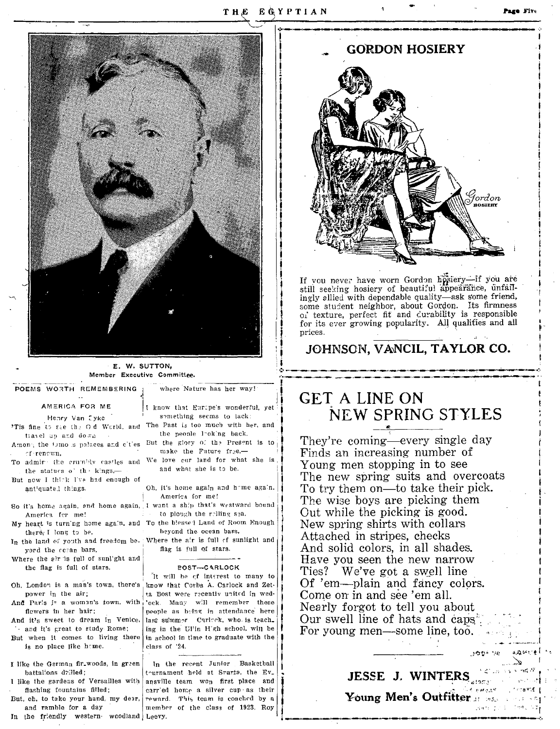E. W. SUTTON,
Member Executive Committee.

## POEMS WORTH REMEMBERING

### AMERICA FOR ME

Henry Van Dyke

'Tis fine to see the Old World, and travel up and down
Among the famous palaces and cities of renown,
To admire the crumbly castles and the statues of the kings,—
But now I think I've had enough of antiquated things.

So it's home again, and home again, America for me!
My heart is turning home again, and there I long to be,
In the land of youth and freedom beyond the ocean bars,
Where the air is full of sunlight and the flag is full of stars.

Oh, London is a man's town, there's power in the air;
And Paris is a woman's town, with flowers in her hair;
And it's sweet to dream in Venice, and it's great to study Rome;
But when it comes to living there is no place like home.

I like the German fir-woods, in green battalions drilled;
I like the gardens of Versailles with flashing fountains filled;
But, oh, to take your hand, my dear, and ramble for a day
In the friendly western woodland where Nature has her way!

I know that Europe's wonderful, yet something seems to lack:
The Past is too much with her, and the people looking back.
But the glory of the Present is to make the Future free,—
We love our land for what she is and what she is to be.

Oh, it's home again and home again, America for me!
I want a ship that's westward bound to plough the rolling sea,
To the blessed Land of Room Enough beyond the ocean bars,
Where the air is full of sunlight and flag is full of stars.

### BOST—CARLOCK

It will be of interest to many to know that Corbs A. Carlock and Zetta Bost were recently united in wedlock. Many will remember these people as being in attendance here last summer. Carlock, who is teaching in the Ullin High school, will be in school in time to graduate with the class of '24.

In the recent Junior Basketball tournament held at Sparta, the Evansville team won first place and carried home a silver cup as their reward. This team is coached by a member of the class of 1923, Roy Leevy.

## GORDON HOSIERY

If you never have worn Gordon hosiery—if you are still seeking hosiery of beautiful appearance, unfailingly allied with dependable quality—ask some friend, some student neighbor, about Gordon. Its firmness of texture, perfect fit and durability is responsible for its ever growing popularity. All qualities and all prices.

**JOHNSON, VANCIL, TAYLOR CO.**

## GET A LINE ON NEW SPRING STYLES

They're coming—every single day
Finds an increasing number of
Young men stopping in to see
The new spring suits and overcoats
To try them on—to take their pick.
The wise boys are picking them
Out while the picking is good.
New spring shirts with collars
Attached in stripes, checks
And solid colors, in all shades.
Have you seen the new narrow
Ties? We've got a swell line
Of 'em—plain and fancy colors.
Come on in and see 'em all.
Nearly forgot to tell you about
Our swell line of hats and caps
For young men—some line, too.

**JESSE J. WINTERS**
**Young Men's Outfitter**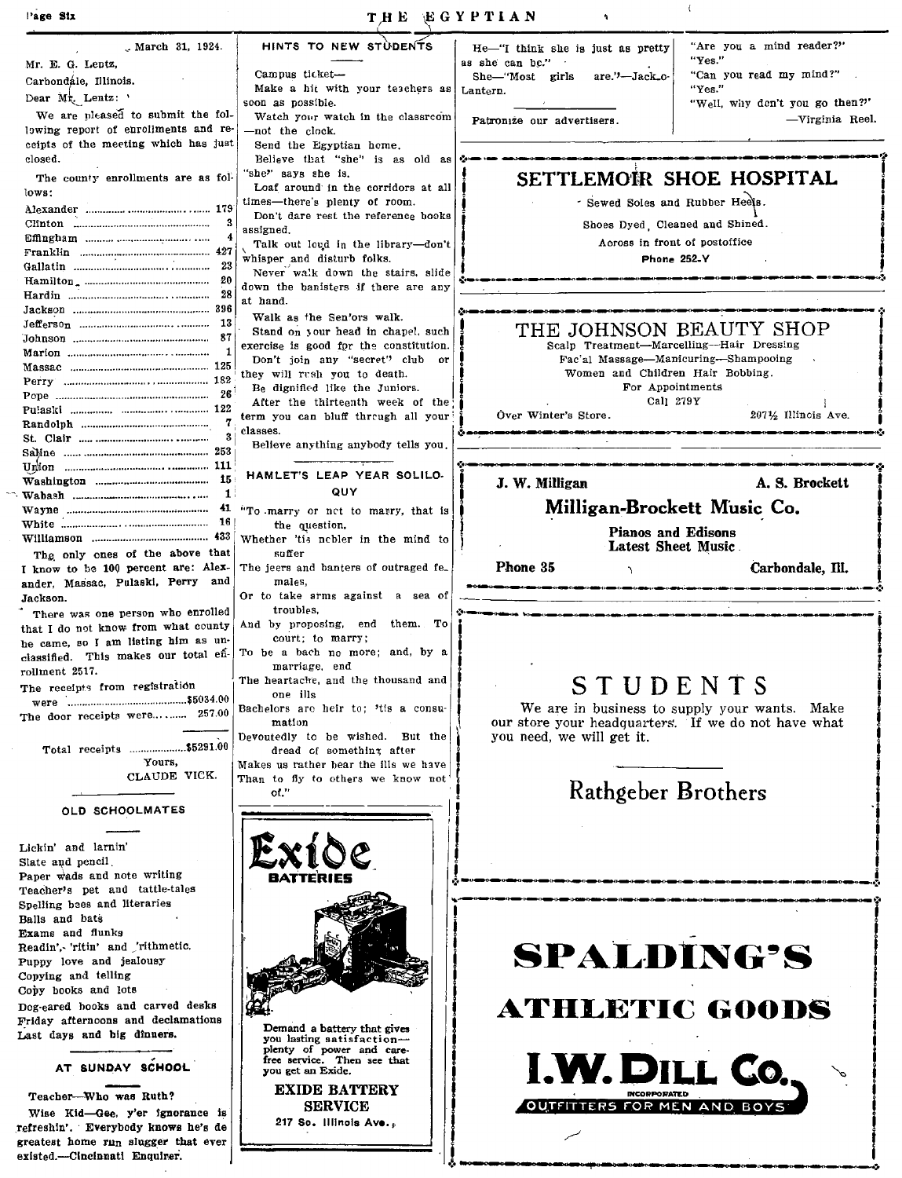March 31, 1924.

Mr. E. G. Lentz,

Carbondale, Illinois.

Dear Mr. Lentz:

We are pleased to submit the following report of enrollments and receipts of the meeting which has just closed.

The county enrollments are as follows:

| | |
|---|---|
| Alexander | 179 |
| Clinton | 3 |
| Effingham | 4 |
| Franklin | 427 |
| Gallatin | 23 |
| Hamilton | 20 |
| Hardin | 28 |
| Jackson | 396 |
| Jefferson | 13 |
| Johnson | 87 |
| Marion | 1 |
| Massac | 125 |
| Perry | 182 |
| Pope | 26 |
| Pulaski | 122 |
| Randolph | 7 |
| St. Clair | 3 |
| Saline | 253 |
| Union | 111 |
| Washington | 15 |
| Wabash | 1 |
| Wayne | 41 |
| White | 16 |
| Williamson | 433 |

The only ones of the above that I know to be 100 percent are: Alexander, Massac, Pulaski, Perry and Jackson.

There was one person who enrolled that I do not know from what county he came, so I am listing him as unclassified. This makes our total enrollment 2517.

| | |
|---|---|
| The receipts from registration were | $5034.00 |
| The door receipts were | 257.00 |
| Total receipts | $5291.00 |

Yours,
CLAUDE VICK.

### OLD SCHOOLMATES

Lickin' and larnin'
Slate and pencil.
Paper wads and note writing
Teacher's pet and tattle-tales
Spelling bees and literaries
Balls and bats
Exams and flunks
Readin', 'ritin' and 'rithmetic.
Puppy love and jealousy
Copying and telling
Copy books and lots
Dog-eared books and carved desks
Friday afternoons and declamations
Last days and big dinners.

### AT SUNDAY SCHOOL

Teacher—Who was Ruth?

Wise Kid—Gee, y'er ignorance is refreshin'. Everybody knows he's de greatest home run slugger that ever existed.—Cincinnati Enquirer.

### HINTS TO NEW STUDENTS

Campus ticket—

Make a hit with your teachers as soon as possible.

Watch your watch in the classroom—not the clock.

Send the Egyptian home.

Believe that "she" is as old as "she" says she is.

Loaf around in the corridors at all times—there's plenty of room.

Don't dare rest the reference books assigned.

Talk out loud in the library—don't whisper and disturb folks.

Never walk down the stairs, slide down the banisters if there are any at hand.

Walk as the Seniors walk.

Stand on your head in chapel, such exercise is good for the constitution.

Don't join any "secret" club or they will rush you to death.

Be dignified like the Juniors.

After the thirteenth week of the term you can bluff through all your classes.

Believe anything anybody tells you.

### HAMLET'S LEAP YEAR SOLILOQUY

"To marry or not to marry, that is the question,
Whether 'tis nobler in the mind to suffer
The jeers and banters of outraged females,
Or to take arms against a sea of troubles,
And by proposing, end them. To court; to marry;
To be a bach no more; and, by a marriage, end
The heartache, and the thousand and one ills
Bachelors are heir to; 'tis a consumation
Devoutedly to be wished. But the dread of something after
Makes us rather bear the ills we have
Than to fly to others we know not of."

**Exide BATTERIES**

Demand a battery that gives you lasting satisfaction—plenty of power and carefree service. Then see that you get an Exide.

**EXIDE BATTERY SERVICE**
217 So. Illinois Ave.

He—"I think she is just as pretty as she can be."

She—"Most girls are."—Jack-o-Lantern.

Patronize our advertisers.

"Are you a mind reader?"
"Yes."
"Can you read my mind?"
"Yes."
"Well, why don't you go then?"
—Virginia Reel.

## SETTLEMOIR SHOE HOSPITAL

Sewed Soles and Rubber Heels.

Shoes Dyed, Cleaned and Shined.

Across in front of postoffice

**Phone 252-Y**

## THE JOHNSON BEAUTY SHOP

Scalp Treatment—Marcelling—Hair Dressing
Facial Massage—Manicuring—Shampooing
Women and Children Hair Bobbing.
For Appointments
Call 279Y

Over Winter's Store. 207½ Illinois Ave.

**J. W. Milligan** **A. S. Brockett**

## Milligan-Brockett Music Co.

**Pianos and Edisons**
**Latest Sheet Music**

**Phone 35** **Carbondale, Ill.**

## STUDENTS

We are in business to supply your wants. Make our store your headquarters. If we do not have what you need, we will get it.

## Rathgeber Brothers

## SPALDING'S ATHLETIC GOODS

## I. W. DILL CO.
INCORPORATED
OUTFITTERS FOR MEN AND BOYS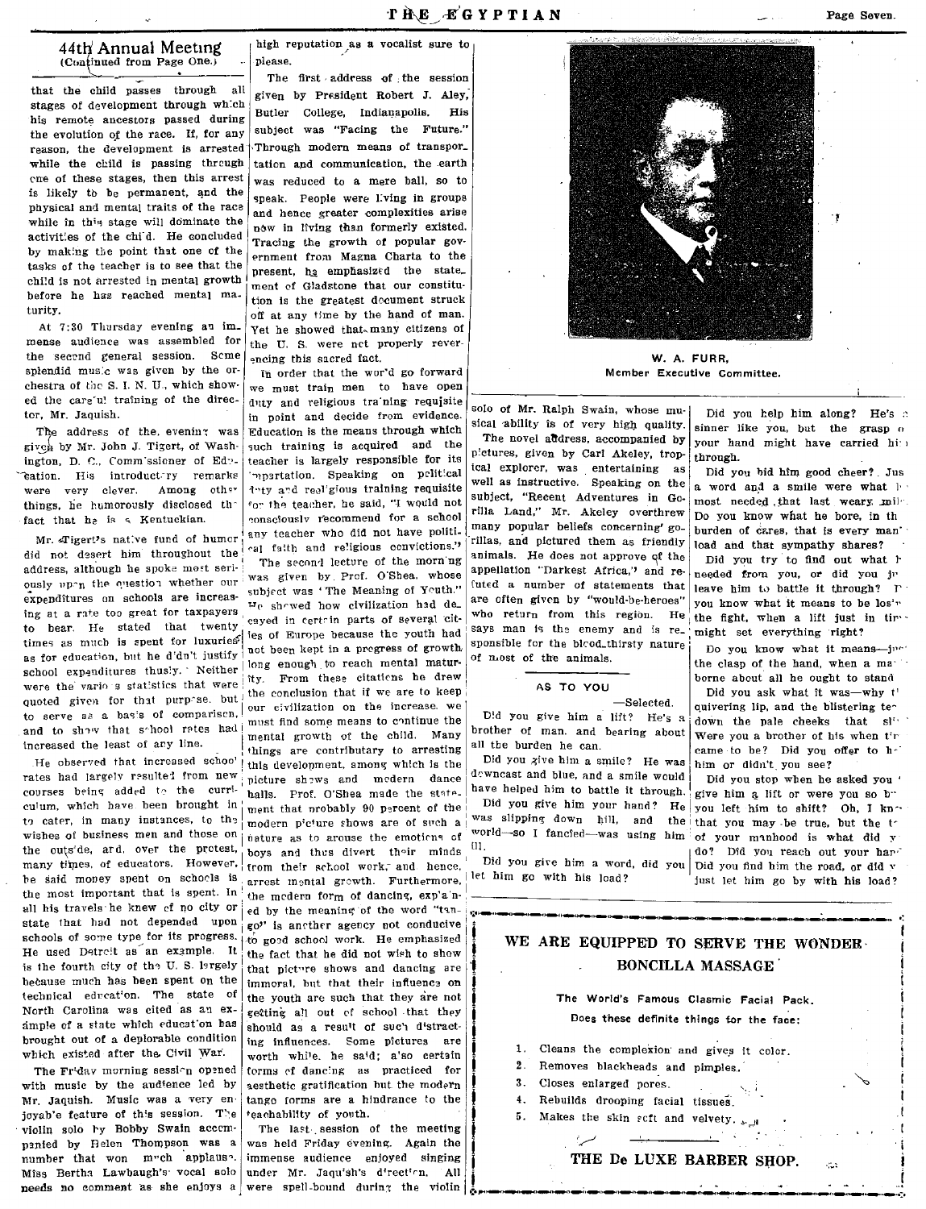## 44th Annual Meeting
(Continued from Page One.)

that the child passes through all stages of development through which his remote ancestors passed during the evolution of the race. If, for any reason, the development is arrested while the child is passing through one of these stages, then this arrest is likely to be permanent, and the physical and mental traits of the race while in this stage will dominate the activities of the child. He concluded by making the point that one of the tasks of the teacher is to see that the child is not arrested in mental growth before he has reached mental maturity.

At 7:30 Thursday evening an immense audience was assembled for the second general session. Some splendid music was given by the orchestra of the S. I. N. U., which showed the careful training of the director, Mr. Jaquish.

The address of the evening was given by Mr. John J. Tigert, of Washington, D. C., Commissioner of Education. His introductory remarks were very clever. Among other things, he humorously disclosed the fact that he is a Kentuckian.

Mr. Tigert's native fund of humor did not desert him throughout the address, although he spoke most seriously upon the question whether our expenditures on schools are increasing at a rate too great for taxpayers to bear. He stated that twenty times as much is spent for luxuries as for education, but he didn't justify school expenditures thusly. Neither were the various statistics that were quoted given for that purpose, but to serve as a basis of comparison, and to show that school rates had increased the least of any line.

He observed that increased school rates had largely resulted from new courses being added to the curriculum, which have been brought in to cater, in many instances, to the wishes of business men and those on the outside, and, over the protest, many times, of educators. However, he said money spent on schools is the most important that is spent. In all his travels he knew of no city or state that had not depended upon schools of some type for its progress. He used Detroit as an example. It is the fourth city of the U. S. largely because much has been spent on the technical education. The state of North Carolina was cited as an example of a state which education has brought out of a deplorable condition which existed after the Civil War.

The Friday morning session opened with music by the audience led by Mr. Jaquish. Music was a very enjoyable feature of this session. The violin solo by Bobby Swain accompanied by Helen Thompson was a number that won much applause. Miss Bertha Lawbaugh's vocal solo needs no comment as she enjoys a high reputation as a vocalist sure to please.

The first address of the session given by President Robert J. Aley, Butler College, Indianapolis. His subject was "Facing the Future." Through modern means of transportation and communication, the earth was reduced to a mere ball, so to speak. People were living in groups and hence greater complexities arise now in living than formerly existed. Tracing the growth of popular government from Magna Charta to the present, he emphasized the statement of Gladstone that our constitution is the greatest document struck off at any time by the hand of man. Yet he showed that many citizens of the U. S. were not properly reverencing this sacred fact.

In order that the world go forward we must train men to have open duty and religious training requisite in point and decide from evidence. Education is the means through which such training is acquired and the teacher is largely responsible for its impartation. Speaking on political duty and religious training requisite for the teacher, he said, "I would not consciously recommend for a school any teacher who did not have political faith and religious convictions."

The second lecture of the morning was given by Prof. O'Shea, whose subject was "The Meaning of Youth." He showed how civilization had decayed in certain parts of several cities of Europe because the youth had not been kept in a progress of growth long enough to reach mental maturity. From these citations he drew the conclusion that if we are to keep our civilization on the increase, we must find some means to continue the mental growth of the child. Many things are contributary to arresting this development, among which is the picture shows and modern dance halls. Prof. O'Shea made the statement that probably 90 percent of the modern picture shows are of such a nature as to arouse the emotions of boys and thus divert their minds from their school work, and hence, arrest mental growth. Furthermore, the modern form of dancing, explained by the meaning of the word "tango" is another agency not conducive to good school work. He emphasized the fact that he did not wish to show that picture shows and dancing are immoral, but that their influence on the youth are such that they are not getting all out of school that they should as a result of such distracting influences. Some pictures are worth while, he said; also certain forms of dancing as practiced for aesthetic gratification but the modern tango forms are a hindrance to the teachability of youth.

The last session of the meeting was held Friday evening. Again the immense audience enjoyed singing under Mr. Jaquish's direction. All were spell-bound during the violin solo of Mr. Ralph Swain, whose musical ability is of very high quality.

The novel address, accompanied by pictures, given by Carl Akeley, tropical explorer, was entertaining as well as instructive. Speaking on the subject, "Recent Adventures in Gorilla Land," Mr. Akeley overthrew many popular beliefs concerning gorillas, and pictured them as friendly animals. He does not approve of the appellation "Darkest Africa," and refuted a number of statements that are often given by "would-be-heroes" who return from this region. He says man is the enemy and is responsible for the blood-thirsty nature of most of the animals.

W. A. FURR,
Member Executive Committee.

### AS TO YOU

—Selected.

Did you give him a lift? He's a brother of man, and bearing about all the burden he can.

Did you give him a smile? He was downcast and blue, and a smile would have helped him to battle it through.

Did you give him your hand? He was slipping down hill, and the world—so I fancied—was using him ill.

Did you give him a word, did you let him go with his load?

Did you help him along? He's a sinner like you, but the grasp o your hand might have carried hi through.

Did you bid him good cheer? Jus a word and a smile were what h most needed that last weary mil Do you know what he bore, in th burden of cares, that is every man' load and that sympathy shares?

Did you try to find out what h needed from you, or did you ju leave him to battle it through? D you know what it means to be los the fight, when a lift just in tim might set everything right?

Do you know what it means—ju the clasp of the hand, when a ma borne about all he ought to stand

Did you ask what it was—why t quivering lip, and the blistering te down the pale cheeks that sl Were you a brother of his when t came to be? Did you offer to h him or didn't you see?

Did you stop when he asked you give him a lift or were you so b you left him to shift? Oh, I kn that you may be true, but the t of your manhood is what did y do? Did you reach out your han Did you find him the road, or did y just let him go by with his load?

---

**WE ARE EQUIPPED TO SERVE THE WONDER BONCILLA MASSAGE**

The World's Famous Clasmic Facial Pack.

Does these definite things for the face:

1. Cleans the complexion and gives it color.
2. Removes blackheads and pimples.
3. Closes enlarged pores.
4. Rebuilds drooping facial tissues.
5. Makes the skin soft and velvety.

**THE De LUXE BARBER SHOP.**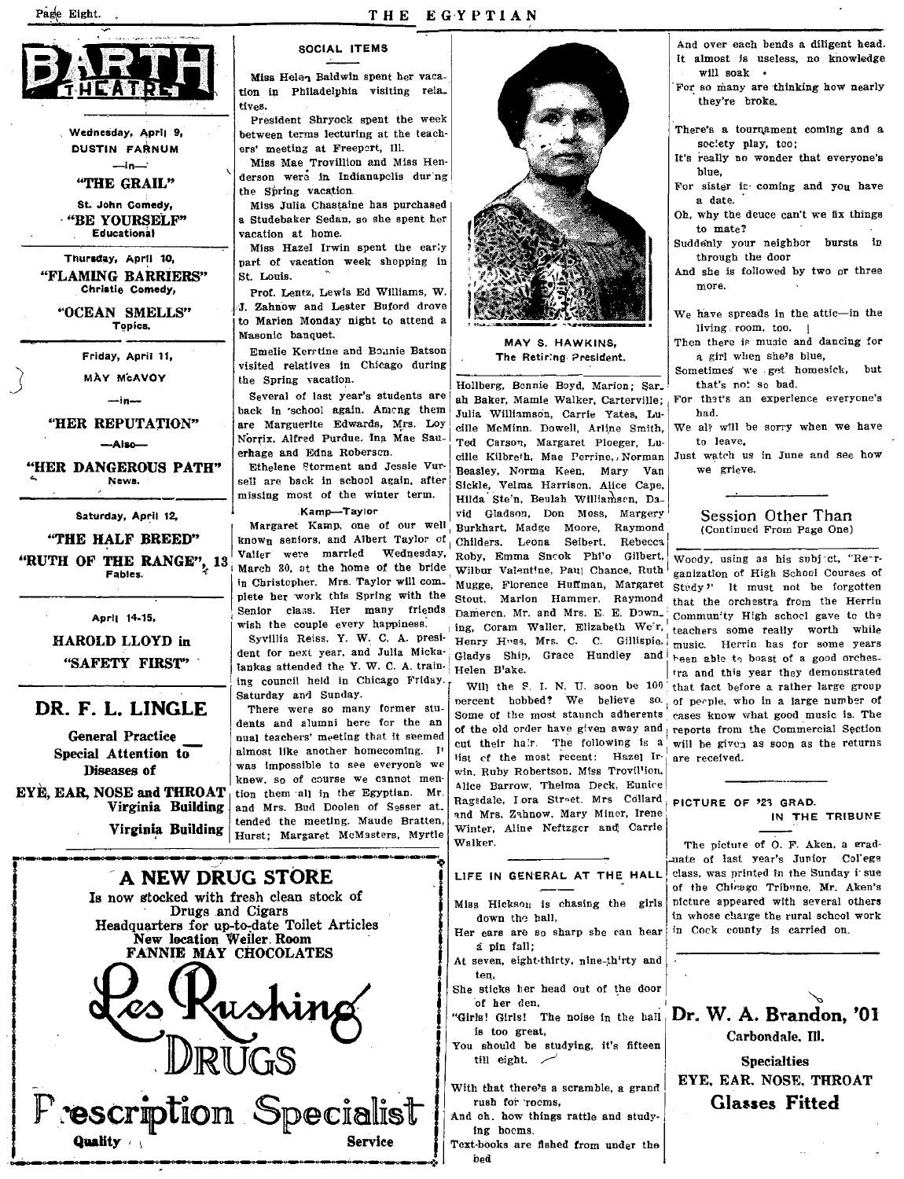## BARTH THEATRE

Wednesday, April 9,
**DUSTIN FARNUM**
—in—
**"THE GRAIL"**
St. John Comedy,
**"BE YOURSELF"**
Educational

Thursday, April 10,
**"FLAMING BARRIERS"**
Christie Comedy,
**"OCEAN SMELLS"**
Topics.

Friday, April 11,
**MAY McAVOY**
—in—
**"HER REPUTATION"**
—Also—
**"HER DANGEROUS PATH"**
News.

Saturday, April 12,
**"THE HALF BREED"**
**"RUTH OF THE RANGE", 13**
Fables.

April 14-15,
**HAROLD LLOYD in**
**"SAFETY FIRST"**

## DR. F. L. LINGLE

**General Practice**
**Special Attention to**
**Diseases of**
**EYE, EAR, NOSE and THROAT**
**Virginia Building**
**Virginia Building**

### SOCIAL ITEMS

Miss Helen Baldwin spent her vacation in Philadelphia visiting relatives.

President Shryock spent the week between terms lecturing at the teachers' meeting at Freeport, Ill.

Miss Mae Trovillion and Miss Henderson were in Indianapolis during the Spring vacation.

Miss Julia Chastaine has purchased a Studebaker Sedan, so she spent her vacation at home.

Miss Hazel Irwin spent the early part of vacation week shopping in St. Louis.

Prof. Lentz, Lewis Ed Williams, W. J. Zahnow and Lester Buford drove to Marion Monday night to attend a Masonic banquet.

Emelie Kerrtine and Bonnie Batson visited relatives in Chicago during the Spring vacation.

Several of last year's students are back in school again. Among them are Marguerite Edwards, Mrs. Loy Norrix, Alfred Purdue, Ina Mae Sauerhage and Edna Roberson.

Ethelene Storment and Jessie Vursell are back in school again, after missing most of the winter term.

**Kamp—Taylor**

Margaret Kamp, one of our well known seniors, and Albert Taylor of Valier were married Wednesday, March 30, at the home of the bride in Christopher. Mrs. Taylor will complete her work this Spring with the Senior class. Her many friends wish the couple every happiness.

Syvillia Reiss, Y. W. C. A. president for next year, and Julia Mickalankas attended the Y. W. C. A. training council held in Chicago Friday, Saturday and Sunday.

There were so many former students and alumni here for the annual teachers' meeting that it seemed almost like another homecoming. It was impossible to see everyone we knew, so of course we cannot mention them all in the Egyptian. Mr. and Mrs. Bud Doolen of Sesser attended the meeting. Maude Bratten, Hurst; Margaret McMasters, Myrtle Hollberg, Bonnie Boyd, Marion; Sarah Baker, Mamie Walker, Carterville; Julia Williamson, Carrie Yates, Lucille McMinn, Dowell, Arline Smith, Ted Carson, Margaret Ploeger, Lucille Kilbreth, Mae Perrine, Norman Beasley, Norma Keen, Mary Van Sickle, Velma Harrison, Alice Cape, Hilda Stein, Beulah Williamson, David Gladson, Don Moss, Margery Burkhart, Madge Moore, Raymond Childers, Leona Seibert, Rebecca Roby, Emma Snook Phi'o Gilbert, Wilbur Valentine, Paul Chance, Ruth Mugge, Florence Huffman, Margaret Stout, Marion Hammer, Raymond Dameron, Mr. and Mrs. E. E. Downing, Coram Waller, Elizabeth Weir, Henry Hess, Mrs. C. C. Gillispie, Gladys Ship, Grace Hundley and Helen Blake.

**MAY S. HAWKINS,**
**The Retiring President.**

Will the S. I. N. U. soon be 100 percent bobbed? We believe so. Some of the most staunch adherents of the old order have given away and cut their hair. The following is a list of the most recent: Hazel Irwin, Ruby Robertson, Miss Trovillion, Alice Barrow, Thelma Deck, Eunice Ragsdale, Lora Street, Mrs Collard and Mrs. Zahnow, Mary Minor, Irene Winter, Aline Neftzger and Carrie Walker.

### LIFE IN GENERAL AT THE HALL

Miss Hickson is chasing the girls
down the hall,
Her ears are so sharp she can hear
a pin fall;
At seven, eight-thirty, nine-thirty and
ten,
She sticks her head out of the door
of her den,
"Girls! Girls! The noise in the hall
is too great,
You should be studying, it's fifteen
till eight.

With that there's a scramble, a grand
rush for rooms,
And oh, how things rattle and studying booms.
Text-books are fished from under the
bed
And over each bends a diligent head.
It almost is useless, no knowledge
will soak
For so many are thinking how nearly
they're broke.

There's a tournament coming and a
society play, too;
It's really no wonder that everyone's
blue,
For sister is coming and you have
a date.
Oh, why the deuce can't we fix things
to mate?
Suddenly your neighbor bursts in
through the door
And she is followed by two or three
more.

We have spreads in the attic—in the
living room, too.
Then there is music and dancing for
a girl when she's blue,
Sometimes we get homesick, but
that's not so bad.
For that's an experience everyone's
had.
We all will be sorry when we have
to leave,
Just watch us in June and see how
we grieve.

### Session Other Than
(Continued From Page One)

Woody, using as his subject, "Reorganization of High School Courses of Study." It must not be forgotten that the orchestra from the Herrin Community High school gave to the teachers some really worth while music. Herrin has for some years been able to boast of a good orchestra and this year they demonstrated that fact before a rather large group of people, who in a large number of cases know what good music is. The reports from the Commercial Section will be given as soon as the returns are received.

### PICTURE OF '23 GRAD. IN THE TRIBUNE

The picture of O. F. Aken, a graduate of last year's Junior College class, was printed in the Sunday issue of the Chicago Tribune. Mr. Aken's picture appeared with several others in whose charge the rural school work in Cook county is carried on.

## A NEW DRUG STORE

Is now stocked with fresh clean stock of
Drugs and Cigars
Headquarters for up-to-date Toilet Articles
New location Weiler Room
FANNIE MAY CHOCOLATES

**Les Rushing**
**DRUGS**
**Prescription Specialist**
Quality — Service

## Dr. W. A. Brandon, '01

Carbondale, Ill.

**Specialties**
**EYE, EAR, NOSE, THROAT**
**Glasses Fitted**